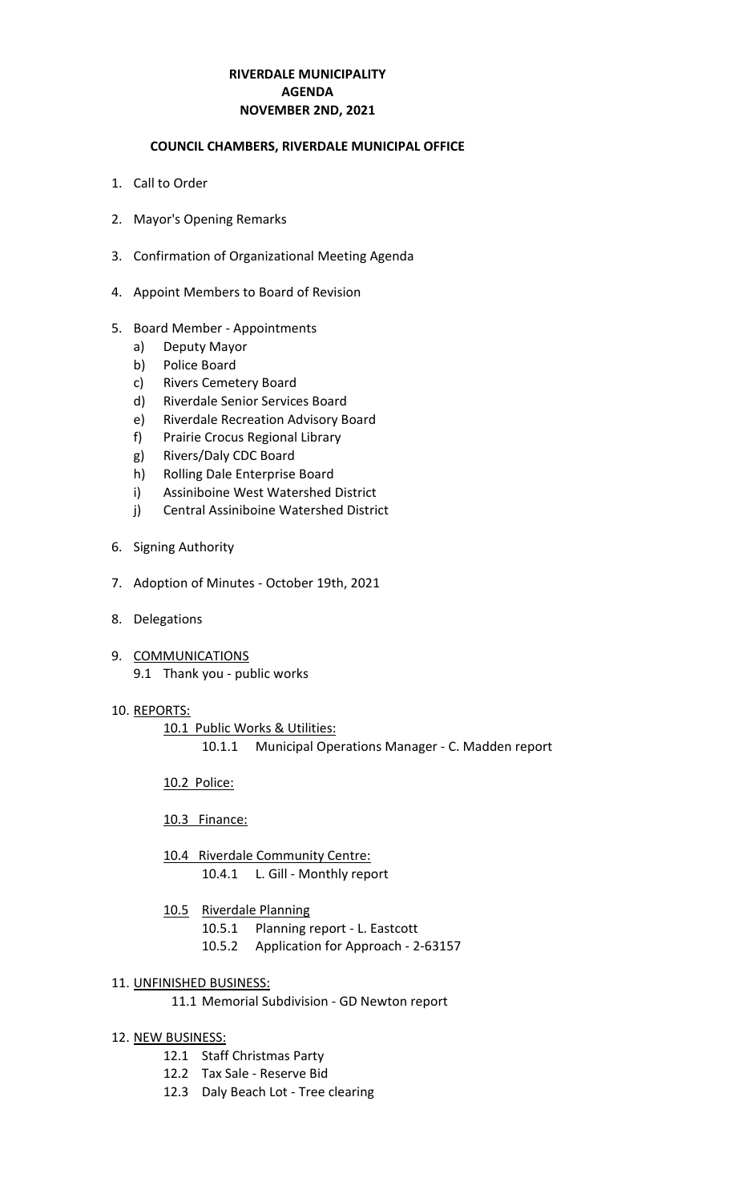# RIVERDALE MUNICIPALITY
# AGENDA
# NOVEMBER 2ND, 2021

## COUNCIL CHAMBERS, RIVERDALE MUNICIPAL OFFICE

1. Call to Order

2. Mayor's Opening Remarks

3. Confirmation of Organizational Meeting Agenda

4. Appoint Members to Board of Revision

5. Board Member - Appointments
   a) Deputy Mayor
   b) Police Board
   c) Rivers Cemetery Board
   d) Riverdale Senior Services Board
   e) Riverdale Recreation Advisory Board
   f) Prairie Crocus Regional Library
   g) Rivers/Daly CDC Board
   h) Rolling Dale Enterprise Board
   i) Assiniboine West Watershed District
   j) Central Assiniboine Watershed District

6. Signing Authority

7. Adoption of Minutes - October 19th, 2021

8. Delegations

9. COMMUNICATIONS
   - 9.1 Thank you - public works

10. REPORTS:
    - 10.1 Public Works & Utilities:
      - 10.1.1 Municipal Operations Manager - C. Madden report
    - 10.2 Police:
    - 10.3 Finance:
    - 10.4 Riverdale Community Centre:
      - 10.4.1 L. Gill - Monthly report
    - 10.5 Riverdale Planning
      - 10.5.1 Planning report - L. Eastcott
      - 10.5.2 Application for Approach - 2-63157

11. UNFINISHED BUSINESS:
    - 11.1 Memorial Subdivision - GD Newton report

12. NEW BUSINESS:
    - 12.1 Staff Christmas Party
    - 12.2 Tax Sale - Reserve Bid
    - 12.3 Daly Beach Lot - Tree clearing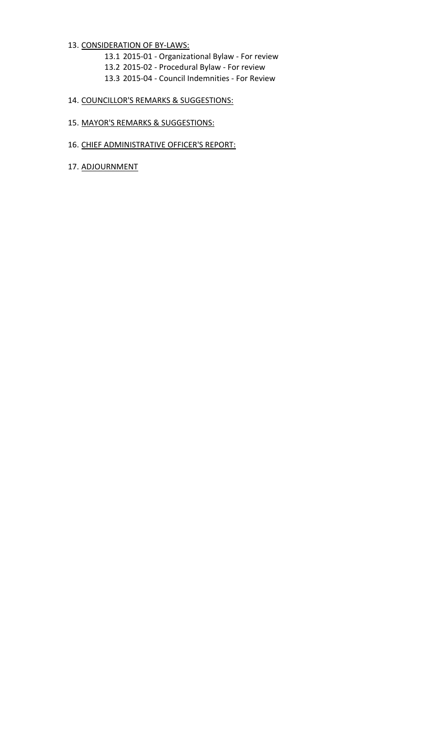13. CONSIDERATION OF BY-LAWS:

    13.1 2015-01 - Organizational Bylaw - For review

    13.2 2015-02 - Procedural Bylaw - For review

    13.3 2015-04 - Council Indemnities - For Review

14. COUNCILLOR'S REMARKS & SUGGESTIONS:

15. MAYOR'S REMARKS & SUGGESTIONS:

16. CHIEF ADMINISTRATIVE OFFICER'S REPORT:

17. ADJOURNMENT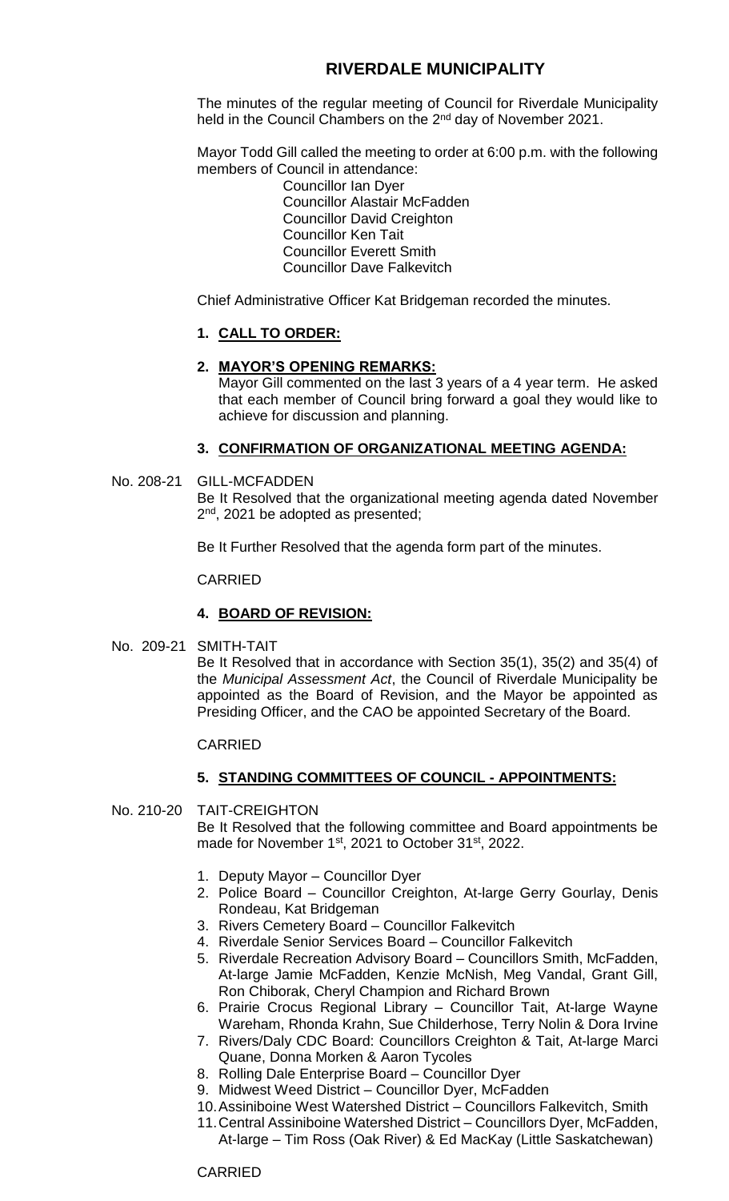# RIVERDALE MUNICIPALITY

The minutes of the regular meeting of Council for Riverdale Municipality held in the Council Chambers on the 2nd day of November 2021.

Mayor Todd Gill called the meeting to order at 6:00 p.m. with the following members of Council in attendance:

Councillor Ian Dyer
Councillor Alastair McFadden
Councillor David Creighton
Councillor Ken Tait
Councillor Everett Smith
Councillor Dave Falkevitch

Chief Administrative Officer Kat Bridgeman recorded the minutes.

## 1. CALL TO ORDER:

## 2. MAYOR'S OPENING REMARKS:

Mayor Gill commented on the last 3 years of a 4 year term. He asked that each member of Council bring forward a goal they would like to achieve for discussion and planning.

## 3. CONFIRMATION OF ORGANIZATIONAL MEETING AGENDA:

No. 208-21 GILL-MCFADDEN

Be It Resolved that the organizational meeting agenda dated November 2nd, 2021 be adopted as presented;

Be It Further Resolved that the agenda form part of the minutes.

CARRIED

## 4. BOARD OF REVISION:

No. 209-21 SMITH-TAIT

Be It Resolved that in accordance with Section 35(1), 35(2) and 35(4) of the *Municipal Assessment Act*, the Council of Riverdale Municipality be appointed as the Board of Revision, and the Mayor be appointed as Presiding Officer, and the CAO be appointed Secretary of the Board.

CARRIED

## 5. STANDING COMMITTEES OF COUNCIL - APPOINTMENTS:

No. 210-20 TAIT-CREIGHTON

Be It Resolved that the following committee and Board appointments be made for November 1st, 2021 to October 31st, 2022.

1. Deputy Mayor – Councillor Dyer
2. Police Board – Councillor Creighton, At-large Gerry Gourlay, Denis Rondeau, Kat Bridgeman
3. Rivers Cemetery Board – Councillor Falkevitch
4. Riverdale Senior Services Board – Councillor Falkevitch
5. Riverdale Recreation Advisory Board – Councillors Smith, McFadden, At-large Jamie McFadden, Kenzie McNish, Meg Vandal, Grant Gill, Ron Chiborak, Cheryl Champion and Richard Brown
6. Prairie Crocus Regional Library – Councillor Tait, At-large Wayne Wareham, Rhonda Krahn, Sue Childerhose, Terry Nolin & Dora Irvine
7. Rivers/Daly CDC Board: Councillors Creighton & Tait, At-large Marci Quane, Donna Morken & Aaron Tycoles
8. Rolling Dale Enterprise Board – Councillor Dyer
9. Midwest Weed District – Councillor Dyer, McFadden
10. Assiniboine West Watershed District – Councillors Falkevitch, Smith
11. Central Assiniboine Watershed District – Councillors Dyer, McFadden, At-large – Tim Ross (Oak River) & Ed MacKay (Little Saskatchewan)

CARRIED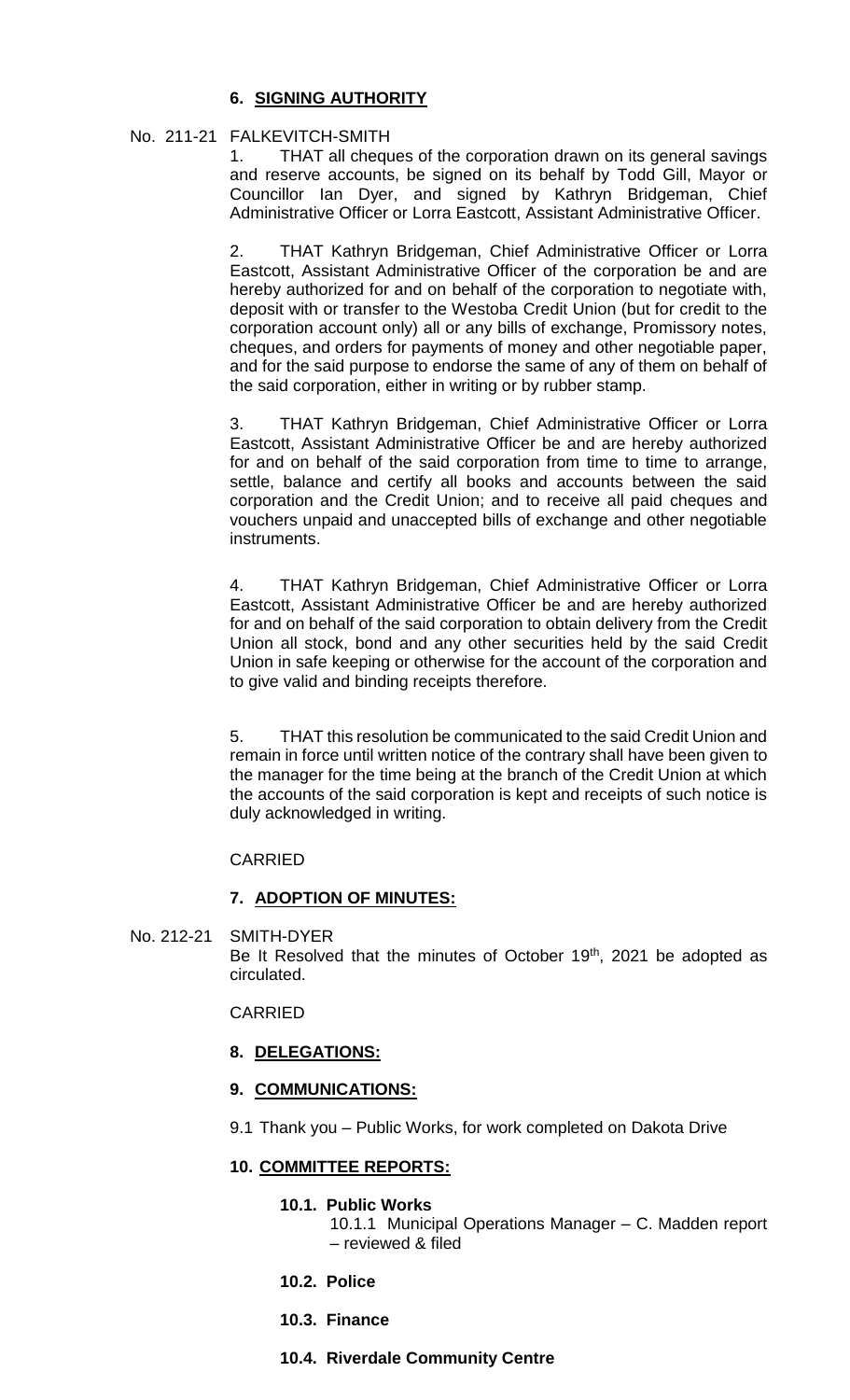## 6. SIGNING AUTHORITY

No. 211-21 FALKEVITCH-SMITH

1. THAT all cheques of the corporation drawn on its general savings and reserve accounts, be signed on its behalf by Todd Gill, Mayor or Councillor Ian Dyer, and signed by Kathryn Bridgeman, Chief Administrative Officer or Lorra Eastcott, Assistant Administrative Officer.

2. THAT Kathryn Bridgeman, Chief Administrative Officer or Lorra Eastcott, Assistant Administrative Officer of the corporation be and are hereby authorized for and on behalf of the corporation to negotiate with, deposit with or transfer to the Westoba Credit Union (but for credit to the corporation account only) all or any bills of exchange, Promissory notes, cheques, and orders for payments of money and other negotiable paper, and for the said purpose to endorse the same of any of them on behalf of the said corporation, either in writing or by rubber stamp.

3. THAT Kathryn Bridgeman, Chief Administrative Officer or Lorra Eastcott, Assistant Administrative Officer be and are hereby authorized for and on behalf of the said corporation from time to time to arrange, settle, balance and certify all books and accounts between the said corporation and the Credit Union; and to receive all paid cheques and vouchers unpaid and unaccepted bills of exchange and other negotiable instruments.

4. THAT Kathryn Bridgeman, Chief Administrative Officer or Lorra Eastcott, Assistant Administrative Officer be and are hereby authorized for and on behalf of the said corporation to obtain delivery from the Credit Union all stock, bond and any other securities held by the said Credit Union in safe keeping or otherwise for the account of the corporation and to give valid and binding receipts therefore.

5. THAT this resolution be communicated to the said Credit Union and remain in force until written notice of the contrary shall have been given to the manager for the time being at the branch of the Credit Union at which the accounts of the said corporation is kept and receipts of such notice is duly acknowledged in writing.

CARRIED

## 7. ADOPTION OF MINUTES:

No. 212-21 SMITH-DYER

Be It Resolved that the minutes of October 19th, 2021 be adopted as circulated.

CARRIED

## 8. DELEGATIONS:

## 9. COMMUNICATIONS:

9.1 Thank you – Public Works, for work completed on Dakota Drive

## 10. COMMITTEE REPORTS:

### 10.1. Public Works

10.1.1 Municipal Operations Manager – C. Madden report – reviewed & filed

### 10.2. Police

### 10.3. Finance

### 10.4. Riverdale Community Centre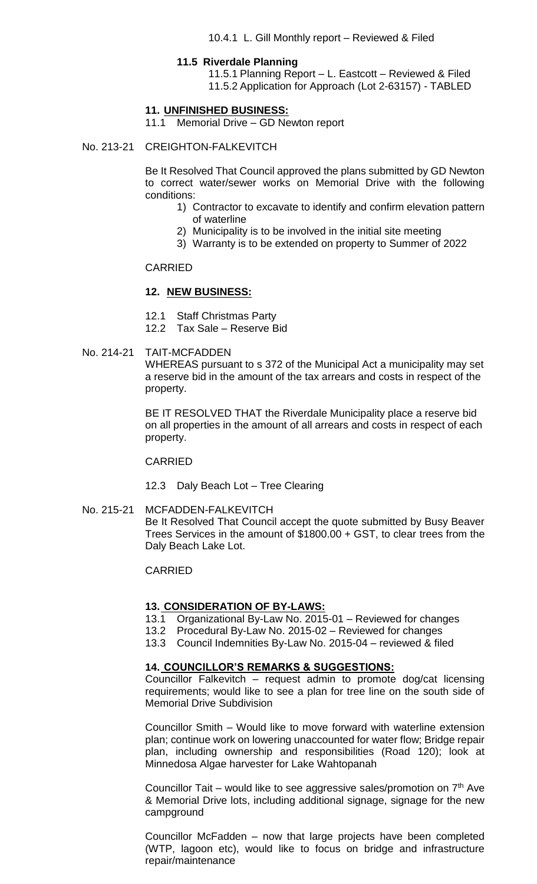10.4.1 L. Gill Monthly report – Reviewed & Filed

**11.5 Riverdale Planning**

11.5.1 Planning Report – L. Eastcott – Reviewed & Filed

11.5.2 Application for Approach (Lot 2-63157) - TABLED

**11. UNFINISHED BUSINESS:**

11.1 Memorial Drive – GD Newton report

No. 213-21 CREIGHTON-FALKEVITCH

Be It Resolved That Council approved the plans submitted by GD Newton to correct water/sewer works on Memorial Drive with the following conditions:

1) Contractor to excavate to identify and confirm elevation pattern of waterline
2) Municipality is to be involved in the initial site meeting
3) Warranty is to be extended on property to Summer of 2022

CARRIED

**12. NEW BUSINESS:**

12.1 Staff Christmas Party

12.2 Tax Sale – Reserve Bid

No. 214-21 TAIT-MCFADDEN

WHEREAS pursuant to s 372 of the Municipal Act a municipality may set a reserve bid in the amount of the tax arrears and costs in respect of the property.

BE IT RESOLVED THAT the Riverdale Municipality place a reserve bid on all properties in the amount of all arrears and costs in respect of each property.

CARRIED

12.3 Daly Beach Lot – Tree Clearing

No. 215-21 MCFADDEN-FALKEVITCH

Be It Resolved That Council accept the quote submitted by Busy Beaver Trees Services in the amount of $1800.00 + GST, to clear trees from the Daly Beach Lake Lot.

CARRIED

**13. CONSIDERATION OF BY-LAWS:**

13.1 Organizational By-Law No. 2015-01 – Reviewed for changes

13.2 Procedural By-Law No. 2015-02 – Reviewed for changes

13.3 Council Indemnities By-Law No. 2015-04 – reviewed & filed

**14. COUNCILLOR'S REMARKS & SUGGESTIONS:**

Councillor Falkevitch – request admin to promote dog/cat licensing requirements; would like to see a plan for tree line on the south side of Memorial Drive Subdivision

Councillor Smith – Would like to move forward with waterline extension plan; continue work on lowering unaccounted for water flow; Bridge repair plan, including ownership and responsibilities (Road 120); look at Minnedosa Algae harvester for Lake Wahtopanah

Councillor Tait – would like to see aggressive sales/promotion on 7th Ave & Memorial Drive lots, including additional signage, signage for the new campground

Councillor McFadden – now that large projects have been completed (WTP, lagoon etc), would like to focus on bridge and infrastructure repair/maintenance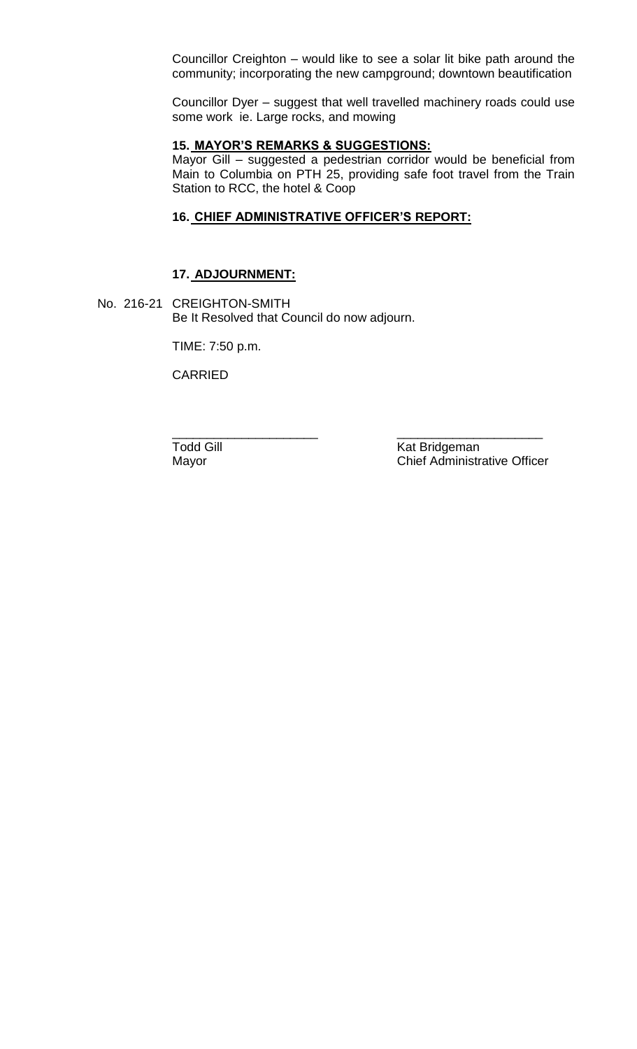Councillor Creighton – would like to see a solar lit bike path around the community; incorporating the new campground; downtown beautification

Councillor Dyer – suggest that well travelled machinery roads could use some work ie. Large rocks, and mowing

### 15. MAYOR'S REMARKS & SUGGESTIONS:

Mayor Gill – suggested a pedestrian corridor would be beneficial from Main to Columbia on PTH 25, providing safe foot travel from the Train Station to RCC, the hotel & Coop

### 16. CHIEF ADMINISTRATIVE OFFICER'S REPORT:

### 17. ADJOURNMENT:

No. 216-21 CREIGHTON-SMITH
Be It Resolved that Council do now adjourn.

TIME: 7:50 p.m.

CARRIED

| | |
|---|---|
| _____________________ | _____________________ |
| Todd Gill | Kat Bridgeman |
| Mayor | Chief Administrative Officer |